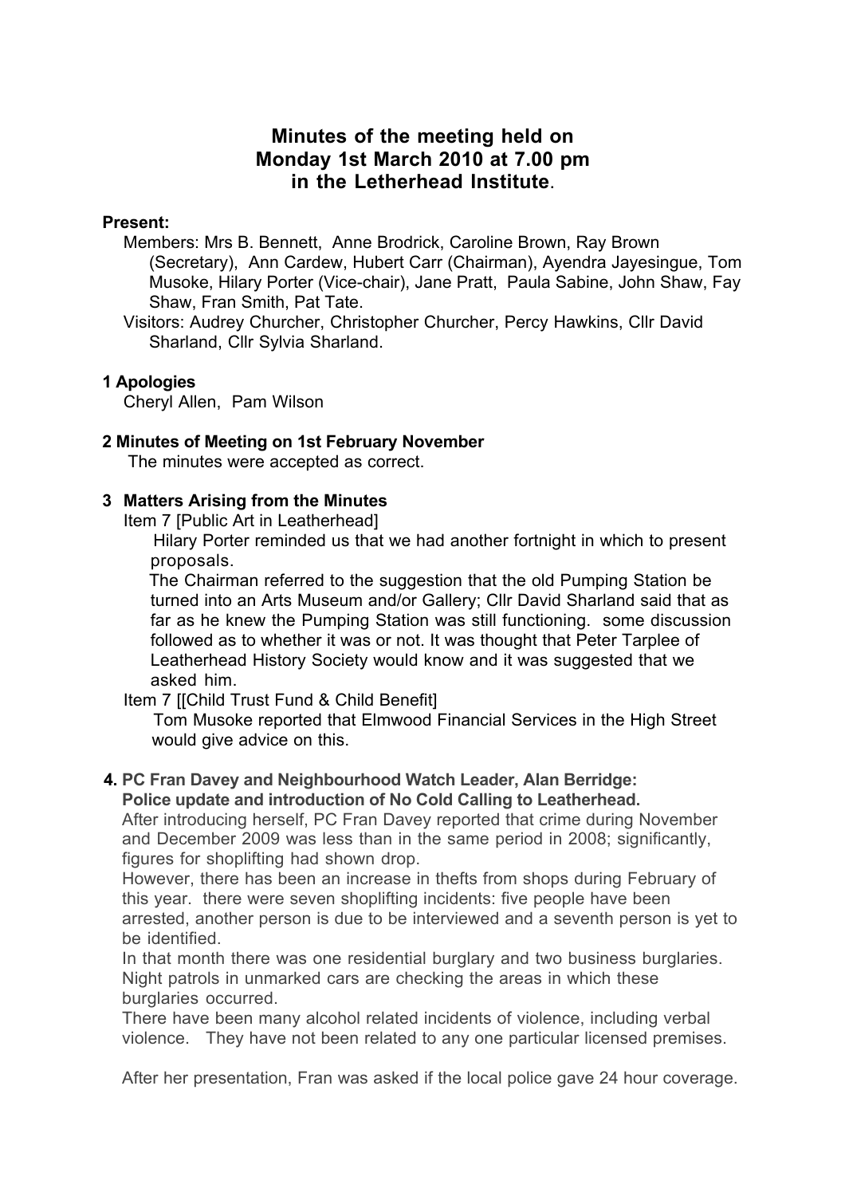# Minutes of the meeting held on Monday 1st March 2010 at 7.00 pm in the Letherhead Institute.

**Present:**

Members: Mrs B. Bennett, Anne Brodrick, Caroline Brown, Ray Brown (Secretary), Ann Cardew, Hubert Carr (Chairman), Ayendra Jayesingue, Tom Musoke, Hilary Porter (Vice-chair), Jane Pratt, Paula Sabine, John Shaw, Fay Shaw, Fran Smith, Pat Tate.

Visitors: Audrey Churcher, Christopher Churcher, Percy Hawkins, Cllr David Sharland, Cllr Sylvia Sharland.

**1 Apologies**

Cheryl Allen, Pam Wilson

**2 Minutes of Meeting on 1st February November**

The minutes were accepted as correct.

**3 Matters Arising from the Minutes**

Item 7 [Public Art in Leatherhead]

Hilary Porter reminded us that we had another fortnight in which to present proposals.

The Chairman referred to the suggestion that the old Pumping Station be turned into an Arts Museum and/or Gallery; Cllr David Sharland said that as far as he knew the Pumping Station was still functioning. some discussion followed as to whether it was or not. It was thought that Peter Tarplee of Leatherhead History Society would know and it was suggested that we asked him.

Item 7 [[Child Trust Fund & Child Benefit]

Tom Musoke reported that Elmwood Financial Services in the High Street would give advice on this.

**4. PC Fran Davey and Neighbourhood Watch Leader, Alan Berridge: Police update and introduction of No Cold Calling to Leatherhead.**

After introducing herself, PC Fran Davey reported that crime during November and December 2009 was less than in the same period in 2008; significantly, figures for shoplifting had shown drop.

However, there has been an increase in thefts from shops during February of this year. there were seven shoplifting incidents: five people have been arrested, another person is due to be interviewed and a seventh person is yet to be identified.

In that month there was one residential burglary and two business burglaries. Night patrols in unmarked cars are checking the areas in which these burglaries occurred.

There have been many alcohol related incidents of violence, including verbal violence. They have not been related to any one particular licensed premises.

After her presentation, Fran was asked if the local police gave 24 hour coverage.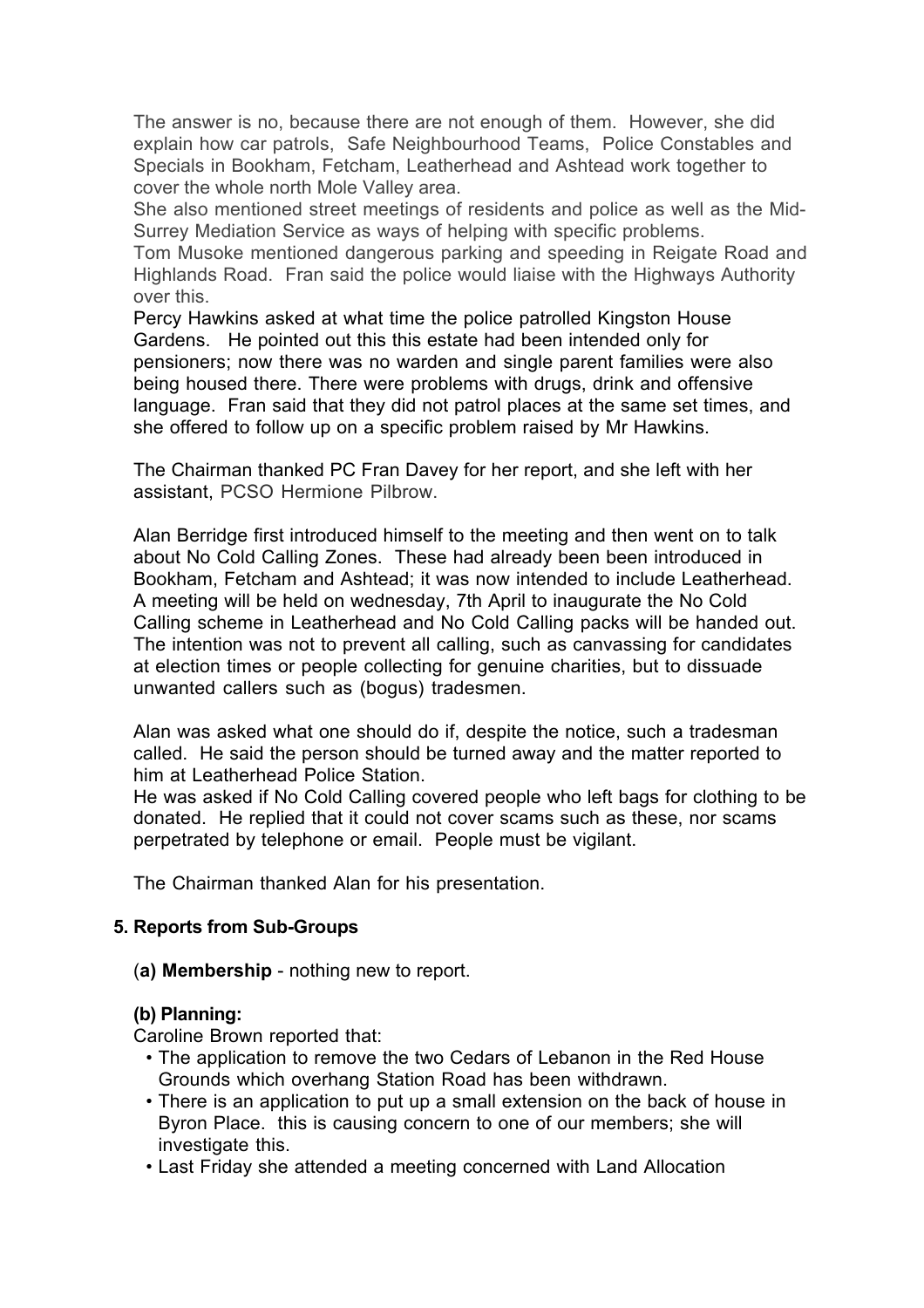The answer is no, because there are not enough of them. However, she did explain how car patrols, Safe Neighbourhood Teams, Police Constables and Specials in Bookham, Fetcham, Leatherhead and Ashtead work together to cover the whole north Mole Valley area.
She also mentioned street meetings of residents and police as well as the Mid-Surrey Mediation Service as ways of helping with specific problems.
Tom Musoke mentioned dangerous parking and speeding in Reigate Road and Highlands Road. Fran said the police would liaise with the Highways Authority over this.
Percy Hawkins asked at what time the police patrolled Kingston House Gardens. He pointed out this this estate had been intended only for pensioners; now there was no warden and single parent families were also being housed there. There were problems with drugs, drink and offensive language. Fran said that they did not patrol places at the same set times, and she offered to follow up on a specific problem raised by Mr Hawkins.

The Chairman thanked PC Fran Davey for her report, and she left with her assistant, PCSO Hermione Pilbrow.

Alan Berridge first introduced himself to the meeting and then went on to talk about No Cold Calling Zones. These had already been been introduced in Bookham, Fetcham and Ashtead; it was now intended to include Leatherhead. A meeting will be held on wednesday, 7th April to inaugurate the No Cold Calling scheme in Leatherhead and No Cold Calling packs will be handed out. The intention was not to prevent all calling, such as canvassing for candidates at election times or people collecting for genuine charities, but to dissuade unwanted callers such as (bogus) tradesmen.

Alan was asked what one should do if, despite the notice, such a tradesman called. He said the person should be turned away and the matter reported to him at Leatherhead Police Station.
He was asked if No Cold Calling covered people who left bags for clothing to be donated. He replied that it could not cover scams such as these, nor scams perpetrated by telephone or email. People must be vigilant.

The Chairman thanked Alan for his presentation.

**5. Reports from Sub-Groups**

(**a) Membership** - nothing new to report.

**(b) Planning:**

Caroline Brown reported that:

- The application to remove the two Cedars of Lebanon in the Red House Grounds which overhang Station Road has been withdrawn.
- There is an application to put up a small extension on the back of house in Byron Place. this is causing concern to one of our members; she will investigate this.
- Last Friday she attended a meeting concerned with Land Allocation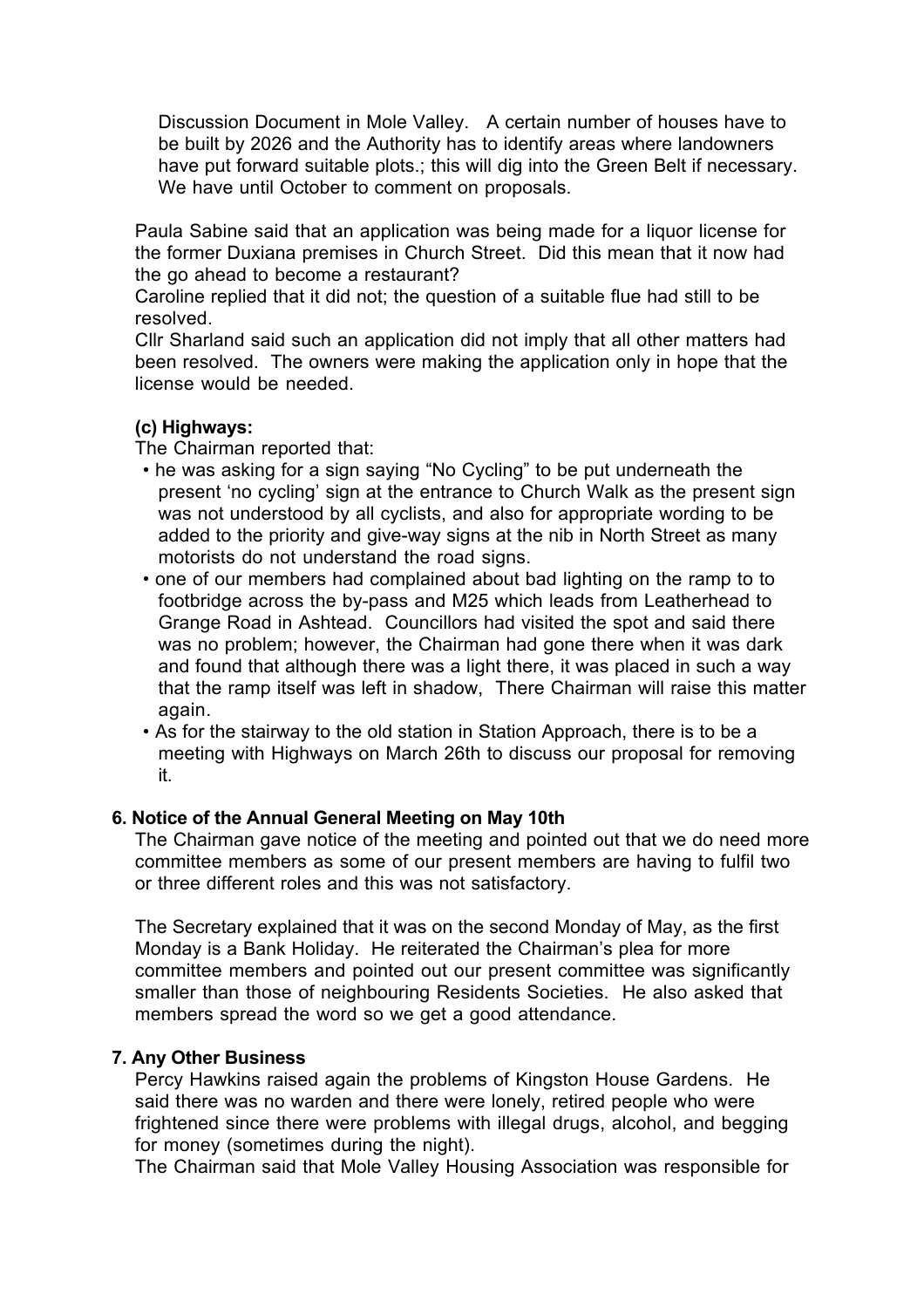Discussion Document in Mole Valley. A certain number of houses have to be built by 2026 and the Authority has to identify areas where landowners have put forward suitable plots.; this will dig into the Green Belt if necessary. We have until October to comment on proposals.

Paula Sabine said that an application was being made for a liquor license for the former Duxiana premises in Church Street. Did this mean that it now had the go ahead to become a restaurant?
Caroline replied that it did not; the question of a suitable flue had still to be resolved.
Cllr Sharland said such an application did not imply that all other matters had been resolved. The owners were making the application only in hope that the license would be needed.

**(c) Highways:**
The Chairman reported that:

- he was asking for a sign saying "No Cycling" to be put underneath the present 'no cycling' sign at the entrance to Church Walk as the present sign was not understood by all cyclists, and also for appropriate wording to be added to the priority and give-way signs at the nib in North Street as many motorists do not understand the road signs.
- one of our members had complained about bad lighting on the ramp to to footbridge across the by-pass and M25 which leads from Leatherhead to Grange Road in Ashtead. Councillors had visited the spot and said there was no problem; however, the Chairman had gone there when it was dark and found that although there was a light there, it was placed in such a way that the ramp itself was left in shadow, There Chairman will raise this matter again.
- As for the stairway to the old station in Station Approach, there is to be a meeting with Highways on March 26th to discuss our proposal for removing it.

**6. Notice of the Annual General Meeting on May 10th**

The Chairman gave notice of the meeting and pointed out that we do need more committee members as some of our present members are having to fulfil two or three different roles and this was not satisfactory.

The Secretary explained that it was on the second Monday of May, as the first Monday is a Bank Holiday. He reiterated the Chairman's plea for more committee members and pointed out our present committee was significantly smaller than those of neighbouring Residents Societies. He also asked that members spread the word so we get a good attendance.

**7. Any Other Business**

Percy Hawkins raised again the problems of Kingston House Gardens. He said there was no warden and there were lonely, retired people who were frightened since there were problems with illegal drugs, alcohol, and begging for money (sometimes during the night).
The Chairman said that Mole Valley Housing Association was responsible for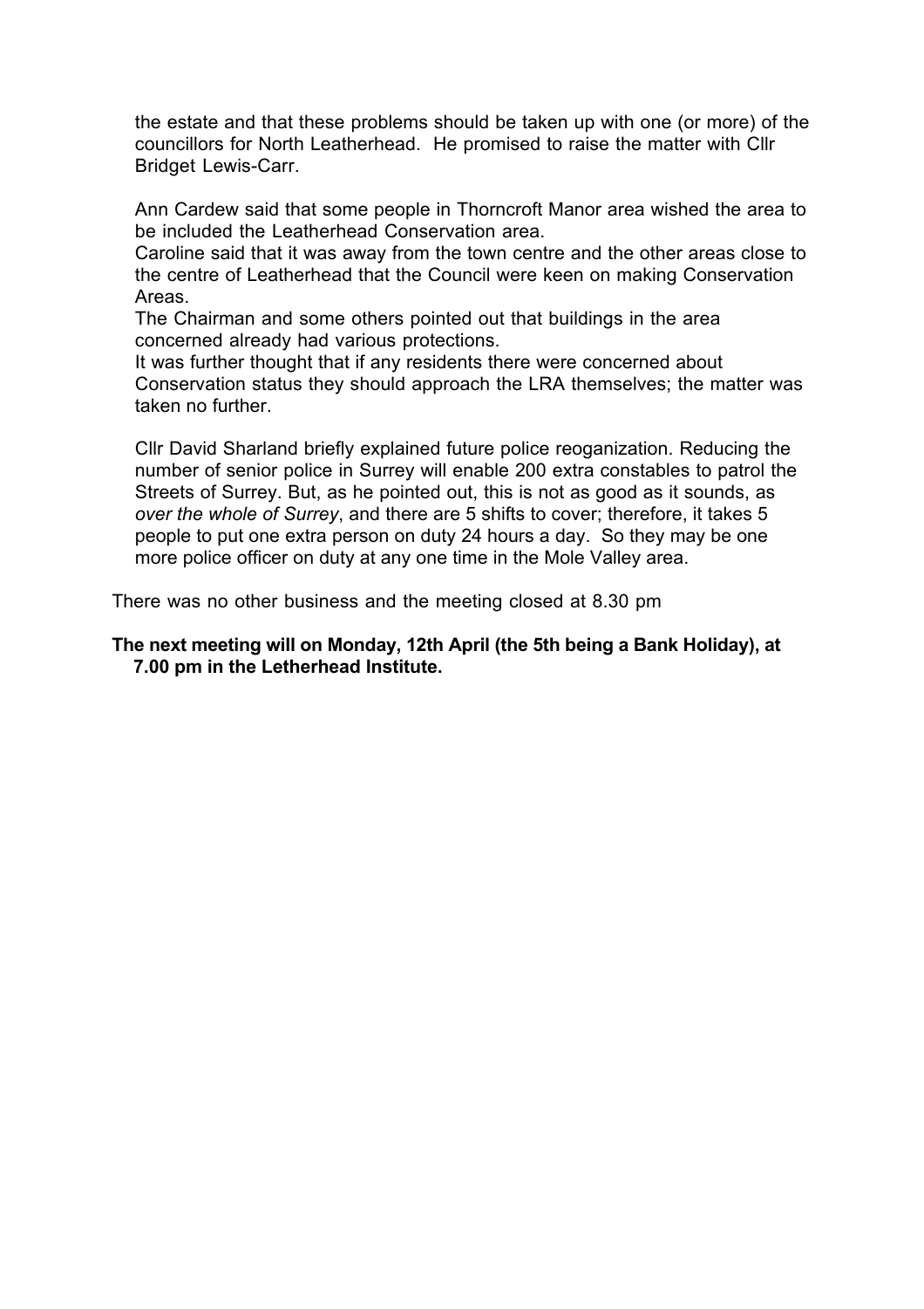the estate and that these problems should be taken up with one (or more) of the councillors for North Leatherhead. He promised to raise the matter with Cllr Bridget Lewis-Carr.

Ann Cardew said that some people in Thorncroft Manor area wished the area to be included the Leatherhead Conservation area.
Caroline said that it was away from the town centre and the other areas close to the centre of Leatherhead that the Council were keen on making Conservation Areas.
The Chairman and some others pointed out that buildings in the area concerned already had various protections.
It was further thought that if any residents there were concerned about Conservation status they should approach the LRA themselves; the matter was taken no further.

Cllr David Sharland briefly explained future police reoganization. Reducing the number of senior police in Surrey will enable 200 extra constables to patrol the Streets of Surrey. But, as he pointed out, this is not as good as it sounds, as *over the whole of Surrey*, and there are 5 shifts to cover; therefore, it takes 5 people to put one extra person on duty 24 hours a day. So they may be one more police officer on duty at any one time in the Mole Valley area.

There was no other business and the meeting closed at 8.30 pm

**The next meeting will on Monday, 12th April (the 5th being a Bank Holiday), at 7.00 pm in the Letherhead Institute.**